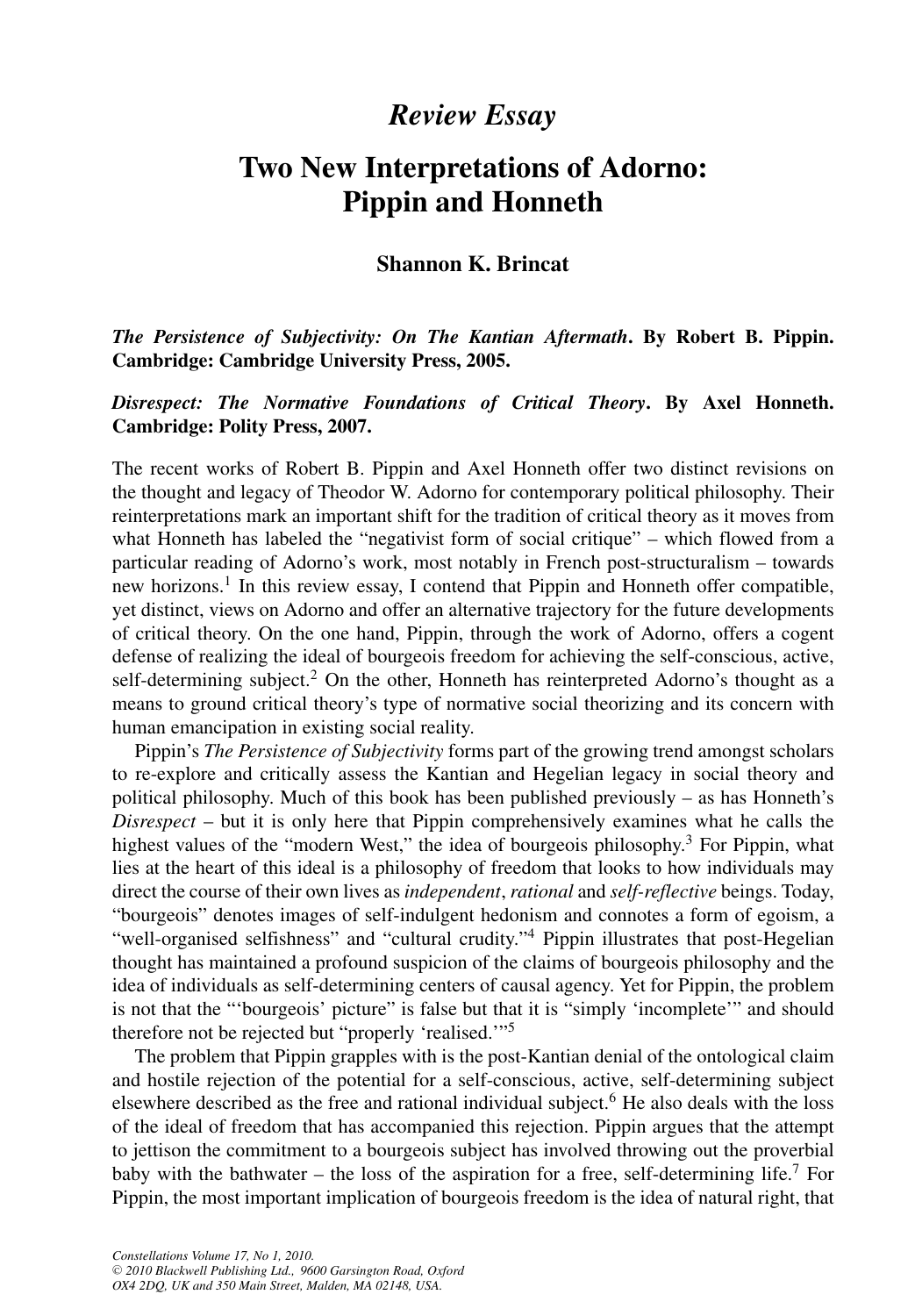# *Review Essay*

# Two New Interpretations of Adorno: Pippin and Honneth

**Shannon K. Brincat**

***The Persistence of Subjectivity: On The Kantian Aftermath*. By Robert B. Pippin. Cambridge: Cambridge University Press, 2005.**

***Disrespect: The Normative Foundations of Critical Theory*. By Axel Honneth. Cambridge: Polity Press, 2007.**

The recent works of Robert B. Pippin and Axel Honneth offer two distinct revisions on the thought and legacy of Theodor W. Adorno for contemporary political philosophy. Their reinterpretations mark an important shift for the tradition of critical theory as it moves from what Honneth has labeled the "negativist form of social critique" – which flowed from a particular reading of Adorno's work, most notably in French post-structuralism – towards new horizons.[1] In this review essay, I contend that Pippin and Honneth offer compatible, yet distinct, views on Adorno and offer an alternative trajectory for the future developments of critical theory. On the one hand, Pippin, through the work of Adorno, offers a cogent defense of realizing the ideal of bourgeois freedom for achieving the self-conscious, active, self-determining subject.[2] On the other, Honneth has reinterpreted Adorno's thought as a means to ground critical theory's type of normative social theorizing and its concern with human emancipation in existing social reality.

Pippin's *The Persistence of Subjectivity* forms part of the growing trend amongst scholars to re-explore and critically assess the Kantian and Hegelian legacy in social theory and political philosophy. Much of this book has been published previously – as has Honneth's *Disrespect* – but it is only here that Pippin comprehensively examines what he calls the highest values of the "modern West," the idea of bourgeois philosophy.[3] For Pippin, what lies at the heart of this ideal is a philosophy of freedom that looks to how individuals may direct the course of their own lives as *independent*, *rational* and *self-reflective* beings. Today, "bourgeois" denotes images of self-indulgent hedonism and connotes a form of egoism, a "well-organised selfishness" and "cultural crudity."[4] Pippin illustrates that post-Hegelian thought has maintained a profound suspicion of the claims of bourgeois philosophy and the idea of individuals as self-determining centers of causal agency. Yet for Pippin, the problem is not that the "'bourgeois' picture" is false but that it is "simply 'incomplete'" and should therefore not be rejected but "properly 'realised.'"[5]

The problem that Pippin grapples with is the post-Kantian denial of the ontological claim and hostile rejection of the potential for a self-conscious, active, self-determining subject elsewhere described as the free and rational individual subject.[6] He also deals with the loss of the ideal of freedom that has accompanied this rejection. Pippin argues that the attempt to jettison the commitment to a bourgeois subject has involved throwing out the proverbial baby with the bathwater – the loss of the aspiration for a free, self-determining life.[7] For Pippin, the most important implication of bourgeois freedom is the idea of natural right, that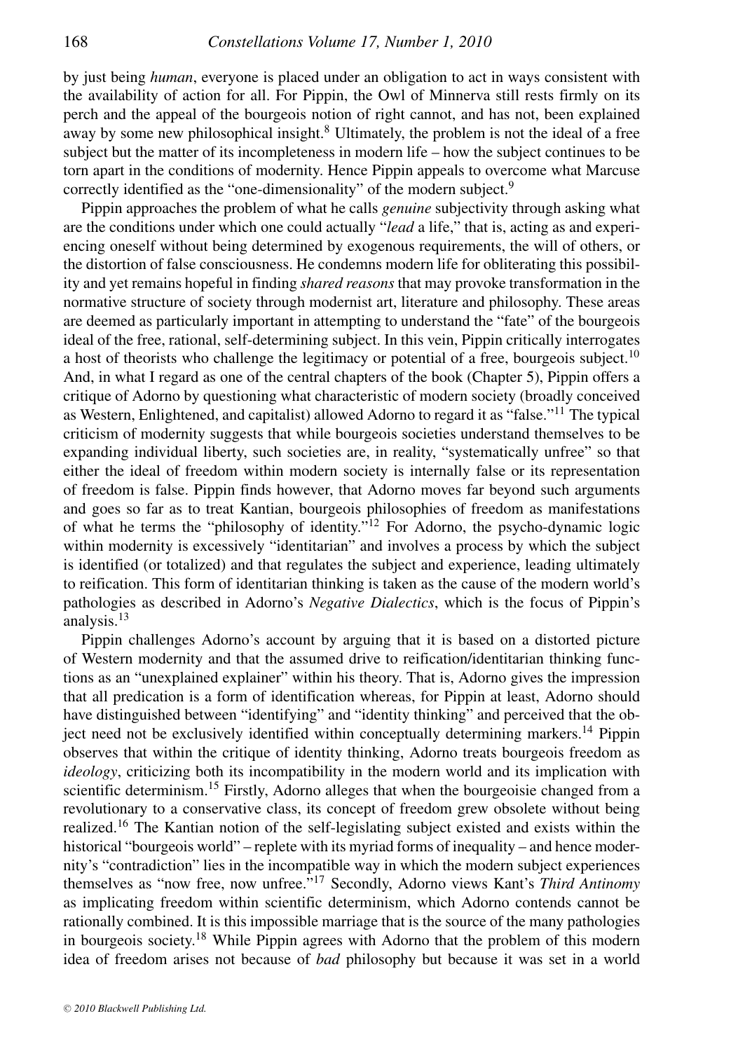by just being *human*, everyone is placed under an obligation to act in ways consistent with the availability of action for all. For Pippin, the Owl of Minnerva still rests firmly on its perch and the appeal of the bourgeois notion of right cannot, and has not, been explained away by some new philosophical insight.[8] Ultimately, the problem is not the ideal of a free subject but the matter of its incompleteness in modern life – how the subject continues to be torn apart in the conditions of modernity. Hence Pippin appeals to overcome what Marcuse correctly identified as the "one-dimensionality" of the modern subject.[9]

Pippin approaches the problem of what he calls *genuine* subjectivity through asking what are the conditions under which one could actually "*lead* a life," that is, acting as and experiencing oneself without being determined by exogenous requirements, the will of others, or the distortion of false consciousness. He condemns modern life for obliterating this possibility and yet remains hopeful in finding *shared reasons* that may provoke transformation in the normative structure of society through modernist art, literature and philosophy. These areas are deemed as particularly important in attempting to understand the "fate" of the bourgeois ideal of the free, rational, self-determining subject. In this vein, Pippin critically interrogates a host of theorists who challenge the legitimacy or potential of a free, bourgeois subject.[10] And, in what I regard as one of the central chapters of the book (Chapter 5), Pippin offers a critique of Adorno by questioning what characteristic of modern society (broadly conceived as Western, Enlightened, and capitalist) allowed Adorno to regard it as "false."[11] The typical criticism of modernity suggests that while bourgeois societies understand themselves to be expanding individual liberty, such societies are, in reality, "systematically unfree" so that either the ideal of freedom within modern society is internally false or its representation of freedom is false. Pippin finds however, that Adorno moves far beyond such arguments and goes so far as to treat Kantian, bourgeois philosophies of freedom as manifestations of what he terms the "philosophy of identity."[12] For Adorno, the psycho-dynamic logic within modernity is excessively "identitarian" and involves a process by which the subject is identified (or totalized) and that regulates the subject and experience, leading ultimately to reification. This form of identitarian thinking is taken as the cause of the modern world's pathologies as described in Adorno's *Negative Dialectics*, which is the focus of Pippin's analysis.[13]

Pippin challenges Adorno's account by arguing that it is based on a distorted picture of Western modernity and that the assumed drive to reification/identitarian thinking functions as an "unexplained explainer" within his theory. That is, Adorno gives the impression that all predication is a form of identification whereas, for Pippin at least, Adorno should have distinguished between "identifying" and "identity thinking" and perceived that the object need not be exclusively identified within conceptually determining markers.[14] Pippin observes that within the critique of identity thinking, Adorno treats bourgeois freedom as *ideology*, criticizing both its incompatibility in the modern world and its implication with scientific determinism.[15] Firstly, Adorno alleges that when the bourgeoisie changed from a revolutionary to a conservative class, its concept of freedom grew obsolete without being realized.[16] The Kantian notion of the self-legislating subject existed and exists within the historical "bourgeois world" – replete with its myriad forms of inequality – and hence modernity's "contradiction" lies in the incompatible way in which the modern subject experiences themselves as "now free, now unfree."[17] Secondly, Adorno views Kant's *Third Antinomy* as implicating freedom within scientific determinism, which Adorno contends cannot be rationally combined. It is this impossible marriage that is the source of the many pathologies in bourgeois society.[18] While Pippin agrees with Adorno that the problem of this modern idea of freedom arises not because of *bad* philosophy but because it was set in a world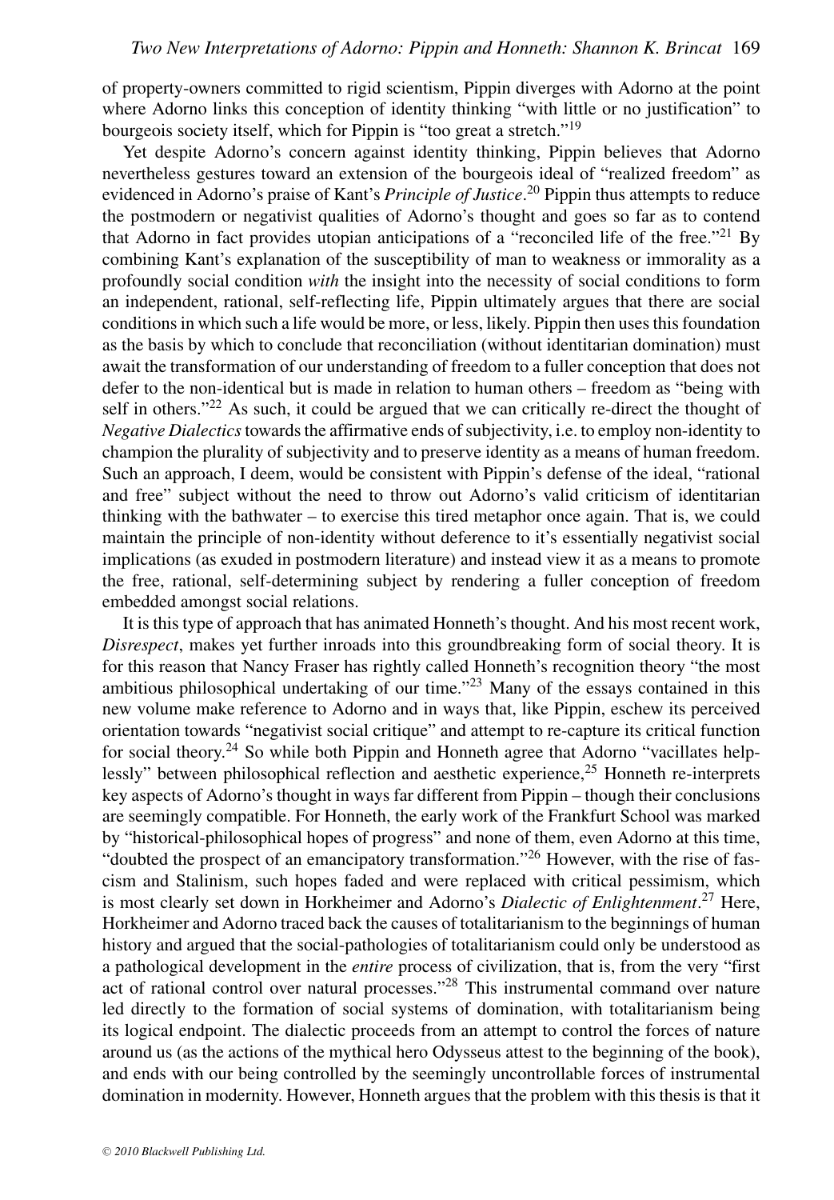of property-owners committed to rigid scientism, Pippin diverges with Adorno at the point where Adorno links this conception of identity thinking "with little or no justification" to bourgeois society itself, which for Pippin is "too great a stretch."[19]

Yet despite Adorno's concern against identity thinking, Pippin believes that Adorno nevertheless gestures toward an extension of the bourgeois ideal of "realized freedom" as evidenced in Adorno's praise of Kant's *Principle of Justice*.[20] Pippin thus attempts to reduce the postmodern or negativist qualities of Adorno's thought and goes so far as to contend that Adorno in fact provides utopian anticipations of a "reconciled life of the free."[21] By combining Kant's explanation of the susceptibility of man to weakness or immorality as a profoundly social condition *with* the insight into the necessity of social conditions to form an independent, rational, self-reflecting life, Pippin ultimately argues that there are social conditions in which such a life would be more, or less, likely. Pippin then uses this foundation as the basis by which to conclude that reconciliation (without identitarian domination) must await the transformation of our understanding of freedom to a fuller conception that does not defer to the non-identical but is made in relation to human others – freedom as "being with self in others."[22] As such, it could be argued that we can critically re-direct the thought of *Negative Dialectics* towards the affirmative ends of subjectivity, i.e. to employ non-identity to champion the plurality of subjectivity and to preserve identity as a means of human freedom. Such an approach, I deem, would be consistent with Pippin's defense of the ideal, "rational and free" subject without the need to throw out Adorno's valid criticism of identitarian thinking with the bathwater – to exercise this tired metaphor once again. That is, we could maintain the principle of non-identity without deference to it's essentially negativist social implications (as exuded in postmodern literature) and instead view it as a means to promote the free, rational, self-determining subject by rendering a fuller conception of freedom embedded amongst social relations.

It is this type of approach that has animated Honneth's thought. And his most recent work, *Disrespect*, makes yet further inroads into this groundbreaking form of social theory. It is for this reason that Nancy Fraser has rightly called Honneth's recognition theory "the most ambitious philosophical undertaking of our time."[23] Many of the essays contained in this new volume make reference to Adorno and in ways that, like Pippin, eschew its perceived orientation towards "negativist social critique" and attempt to re-capture its critical function for social theory.[24] So while both Pippin and Honneth agree that Adorno "vacillates helplessly" between philosophical reflection and aesthetic experience,[25] Honneth re-interprets key aspects of Adorno's thought in ways far different from Pippin – though their conclusions are seemingly compatible. For Honneth, the early work of the Frankfurt School was marked by "historical-philosophical hopes of progress" and none of them, even Adorno at this time, "doubted the prospect of an emancipatory transformation."[26] However, with the rise of fascism and Stalinism, such hopes faded and were replaced with critical pessimism, which is most clearly set down in Horkheimer and Adorno's *Dialectic of Enlightenment*.[27] Here, Horkheimer and Adorno traced back the causes of totalitarianism to the beginnings of human history and argued that the social-pathologies of totalitarianism could only be understood as a pathological development in the *entire* process of civilization, that is, from the very "first act of rational control over natural processes."[28] This instrumental command over nature led directly to the formation of social systems of domination, with totalitarianism being its logical endpoint. The dialectic proceeds from an attempt to control the forces of nature around us (as the actions of the mythical hero Odysseus attest to the beginning of the book), and ends with our being controlled by the seemingly uncontrollable forces of instrumental domination in modernity. However, Honneth argues that the problem with this thesis is that it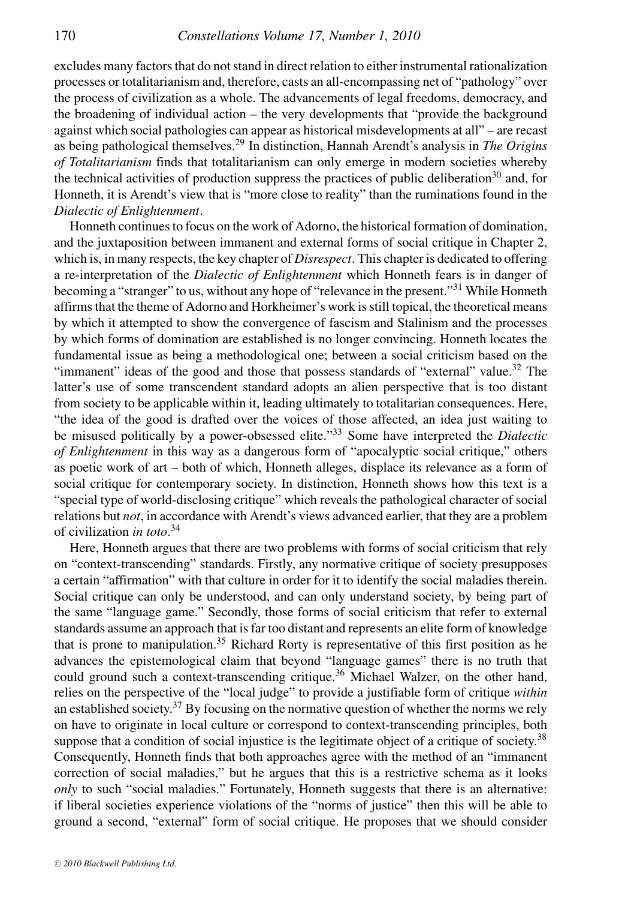excludes many factors that do not stand in direct relation to either instrumental rationalization processes or totalitarianism and, therefore, casts an all-encompassing net of "pathology" over the process of civilization as a whole. The advancements of legal freedoms, democracy, and the broadening of individual action – the very developments that "provide the background against which social pathologies can appear as historical misdevelopments at all" – are recast as being pathological themselves.[29] In distinction, Hannah Arendt's analysis in *The Origins of Totalitarianism* finds that totalitarianism can only emerge in modern societies whereby the technical activities of production suppress the practices of public deliberation[30] and, for Honneth, it is Arendt's view that is "more close to reality" than the ruminations found in the *Dialectic of Enlightenment*.

Honneth continues to focus on the work of Adorno, the historical formation of domination, and the juxtaposition between immanent and external forms of social critique in Chapter 2, which is, in many respects, the key chapter of *Disrespect*. This chapter is dedicated to offering a re-interpretation of the *Dialectic of Enlightenment* which Honneth fears is in danger of becoming a "stranger" to us, without any hope of "relevance in the present."[31] While Honneth affirms that the theme of Adorno and Horkheimer's work is still topical, the theoretical means by which it attempted to show the convergence of fascism and Stalinism and the processes by which forms of domination are established is no longer convincing. Honneth locates the fundamental issue as being a methodological one; between a social criticism based on the "immanent" ideas of the good and those that possess standards of "external" value.[32] The latter's use of some transcendent standard adopts an alien perspective that is too distant from society to be applicable within it, leading ultimately to totalitarian consequences. Here, "the idea of the good is drafted over the voices of those affected, an idea just waiting to be misused politically by a power-obsessed elite."[33] Some have interpreted the *Dialectic of Enlightenment* in this way as a dangerous form of "apocalyptic social critique," others as poetic work of art – both of which, Honneth alleges, displace its relevance as a form of social critique for contemporary society. In distinction, Honneth shows how this text is a "special type of world-disclosing critique" which reveals the pathological character of social relations but *not*, in accordance with Arendt's views advanced earlier, that they are a problem of civilization *in toto*.[34]

Here, Honneth argues that there are two problems with forms of social criticism that rely on "context-transcending" standards. Firstly, any normative critique of society presupposes a certain "affirmation" with that culture in order for it to identify the social maladies therein. Social critique can only be understood, and can only understand society, by being part of the same "language game." Secondly, those forms of social criticism that refer to external standards assume an approach that is far too distant and represents an elite form of knowledge that is prone to manipulation.[35] Richard Rorty is representative of this first position as he advances the epistemological claim that beyond "language games" there is no truth that could ground such a context-transcending critique.[36] Michael Walzer, on the other hand, relies on the perspective of the "local judge" to provide a justifiable form of critique *within* an established society.[37] By focusing on the normative question of whether the norms we rely on have to originate in local culture or correspond to context-transcending principles, both suppose that a condition of social injustice is the legitimate object of a critique of society.[38] Consequently, Honneth finds that both approaches agree with the method of an "immanent correction of social maladies," but he argues that this is a restrictive schema as it looks *only* to such "social maladies." Fortunately, Honneth suggests that there is an alternative: if liberal societies experience violations of the "norms of justice" then this will be able to ground a second, "external" form of social critique. He proposes that we should consider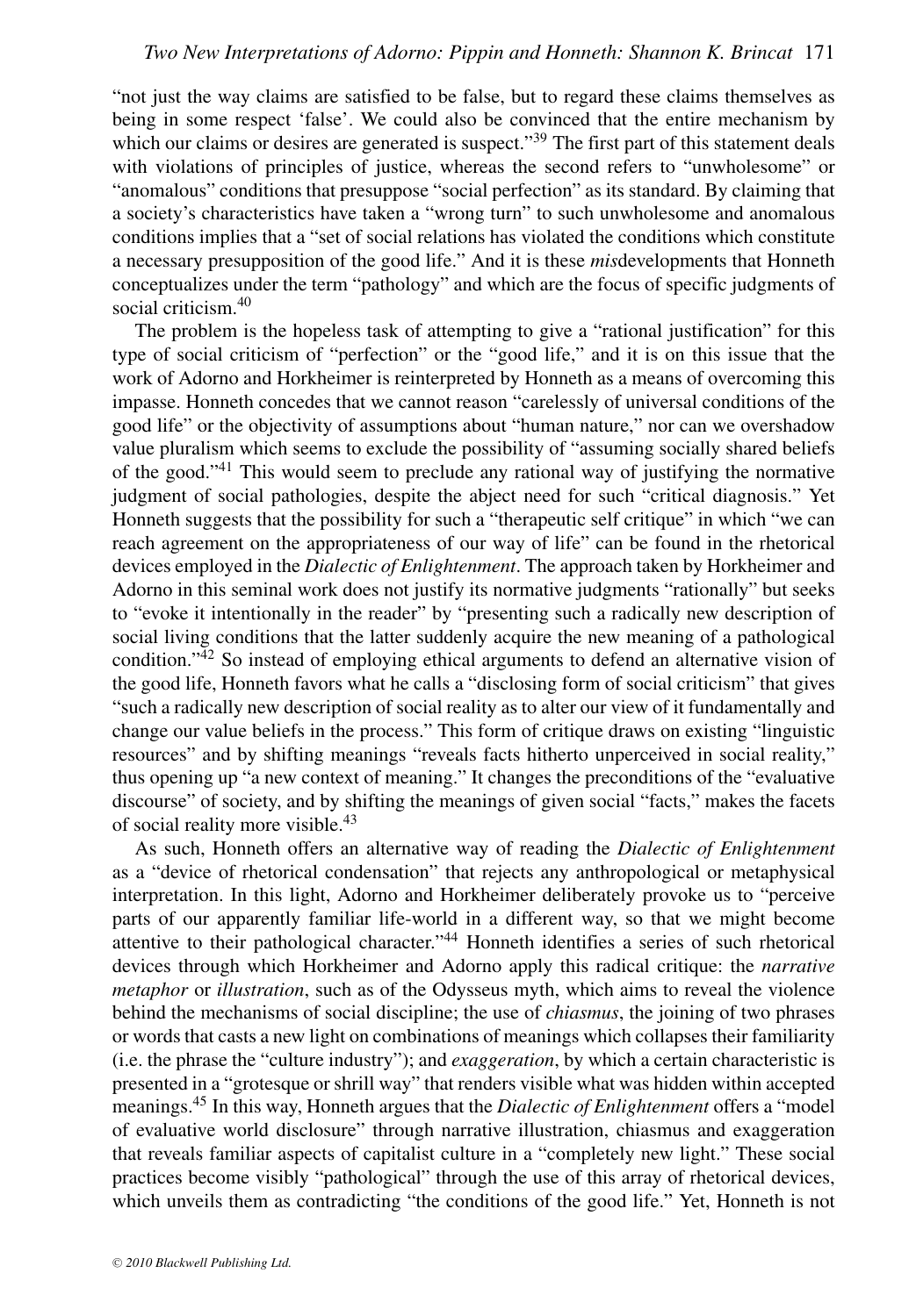"not just the way claims are satisfied to be false, but to regard these claims themselves as being in some respect 'false'. We could also be convinced that the entire mechanism by which our claims or desires are generated is suspect."[39] The first part of this statement deals with violations of principles of justice, whereas the second refers to "unwholesome" or "anomalous" conditions that presuppose "social perfection" as its standard. By claiming that a society's characteristics have taken a "wrong turn" to such unwholesome and anomalous conditions implies that a "set of social relations has violated the conditions which constitute a necessary presupposition of the good life." And it is these *mis*developments that Honneth conceptualizes under the term "pathology" and which are the focus of specific judgments of social criticism.[40]

The problem is the hopeless task of attempting to give a "rational justification" for this type of social criticism of "perfection" or the "good life," and it is on this issue that the work of Adorno and Horkheimer is reinterpreted by Honneth as a means of overcoming this impasse. Honneth concedes that we cannot reason "carelessly of universal conditions of the good life" or the objectivity of assumptions about "human nature," nor can we overshadow value pluralism which seems to exclude the possibility of "assuming socially shared beliefs of the good."[41] This would seem to preclude any rational way of justifying the normative judgment of social pathologies, despite the abject need for such "critical diagnosis." Yet Honneth suggests that the possibility for such a "therapeutic self critique" in which "we can reach agreement on the appropriateness of our way of life" can be found in the rhetorical devices employed in the *Dialectic of Enlightenment*. The approach taken by Horkheimer and Adorno in this seminal work does not justify its normative judgments "rationally" but seeks to "evoke it intentionally in the reader" by "presenting such a radically new description of social living conditions that the latter suddenly acquire the new meaning of a pathological condition."[42] So instead of employing ethical arguments to defend an alternative vision of the good life, Honneth favors what he calls a "disclosing form of social criticism" that gives "such a radically new description of social reality as to alter our view of it fundamentally and change our value beliefs in the process." This form of critique draws on existing "linguistic resources" and by shifting meanings "reveals facts hitherto unperceived in social reality," thus opening up "a new context of meaning." It changes the preconditions of the "evaluative discourse" of society, and by shifting the meanings of given social "facts," makes the facets of social reality more visible.[43]

As such, Honneth offers an alternative way of reading the *Dialectic of Enlightenment* as a "device of rhetorical condensation" that rejects any anthropological or metaphysical interpretation. In this light, Adorno and Horkheimer deliberately provoke us to "perceive parts of our apparently familiar life-world in a different way, so that we might become attentive to their pathological character."[44] Honneth identifies a series of such rhetorical devices through which Horkheimer and Adorno apply this radical critique: the *narrative metaphor* or *illustration*, such as of the Odysseus myth, which aims to reveal the violence behind the mechanisms of social discipline; the use of *chiasmus*, the joining of two phrases or words that casts a new light on combinations of meanings which collapses their familiarity (i.e. the phrase the "culture industry"); and *exaggeration*, by which a certain characteristic is presented in a "grotesque or shrill way" that renders visible what was hidden within accepted meanings.[45] In this way, Honneth argues that the *Dialectic of Enlightenment* offers a "model of evaluative world disclosure" through narrative illustration, chiasmus and exaggeration that reveals familiar aspects of capitalist culture in a "completely new light." These social practices become visibly "pathological" through the use of this array of rhetorical devices, which unveils them as contradicting "the conditions of the good life." Yet, Honneth is not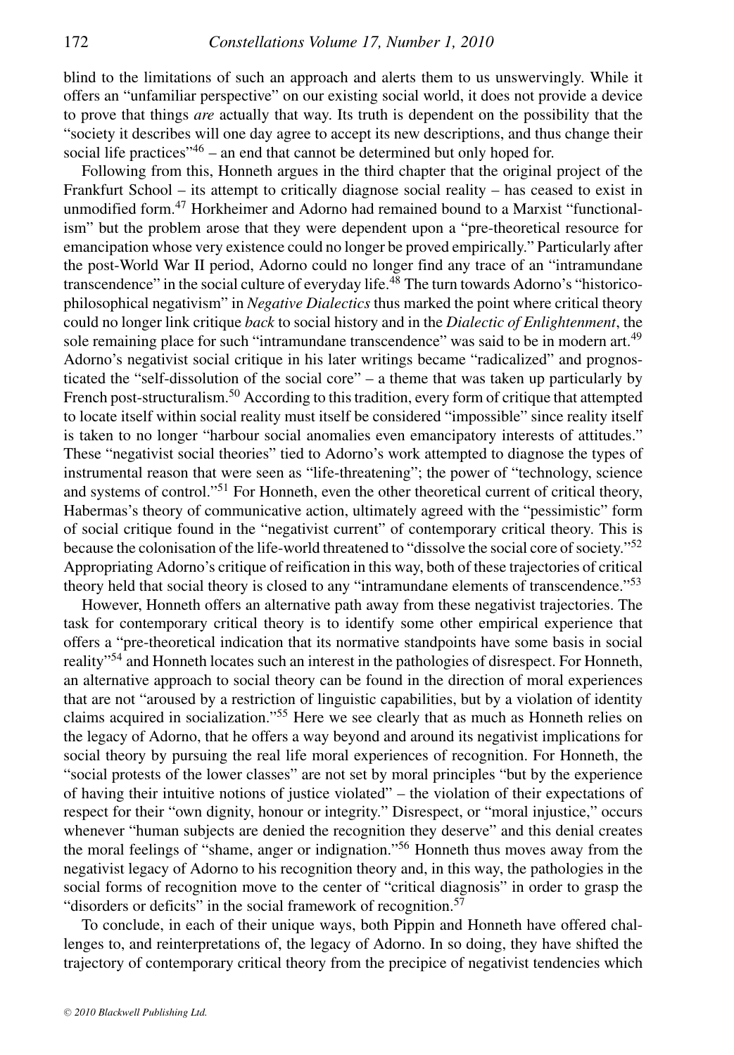blind to the limitations of such an approach and alerts them to us unswervingly. While it offers an "unfamiliar perspective" on our existing social world, it does not provide a device to prove that things *are* actually that way. Its truth is dependent on the possibility that the "society it describes will one day agree to accept its new descriptions, and thus change their social life practices"[46] – an end that cannot be determined but only hoped for.

Following from this, Honneth argues in the third chapter that the original project of the Frankfurt School – its attempt to critically diagnose social reality – has ceased to exist in unmodified form.[47] Horkheimer and Adorno had remained bound to a Marxist "functionalism" but the problem arose that they were dependent upon a "pre-theoretical resource for emancipation whose very existence could no longer be proved empirically." Particularly after the post-World War II period, Adorno could no longer find any trace of an "intramundane transcendence" in the social culture of everyday life.[48] The turn towards Adorno's "historico-philosophical negativism" in *Negative Dialectics* thus marked the point where critical theory could no longer link critique *back* to social history and in the *Dialectic of Enlightenment*, the sole remaining place for such "intramundane transcendence" was said to be in modern art.[49] Adorno's negativist social critique in his later writings became "radicalized" and prognosticated the "self-dissolution of the social core" – a theme that was taken up particularly by French post-structuralism.[50] According to this tradition, every form of critique that attempted to locate itself within social reality must itself be considered "impossible" since reality itself is taken to no longer "harbour social anomalies even emancipatory interests of attitudes." These "negativist social theories" tied to Adorno's work attempted to diagnose the types of instrumental reason that were seen as "life-threatening"; the power of "technology, science and systems of control."[51] For Honneth, even the other theoretical current of critical theory, Habermas's theory of communicative action, ultimately agreed with the "pessimistic" form of social critique found in the "negativist current" of contemporary critical theory. This is because the colonisation of the life-world threatened to "dissolve the social core of society."[52] Appropriating Adorno's critique of reification in this way, both of these trajectories of critical theory held that social theory is closed to any "intramundane elements of transcendence."[53]

However, Honneth offers an alternative path away from these negativist trajectories. The task for contemporary critical theory is to identify some other empirical experience that offers a "pre-theoretical indication that its normative standpoints have some basis in social reality"[54] and Honneth locates such an interest in the pathologies of disrespect. For Honneth, an alternative approach to social theory can be found in the direction of moral experiences that are not "aroused by a restriction of linguistic capabilities, but by a violation of identity claims acquired in socialization."[55] Here we see clearly that as much as Honneth relies on the legacy of Adorno, that he offers a way beyond and around its negativist implications for social theory by pursuing the real life moral experiences of recognition. For Honneth, the "social protests of the lower classes" are not set by moral principles "but by the experience of having their intuitive notions of justice violated" – the violation of their expectations of respect for their "own dignity, honour or integrity." Disrespect, or "moral injustice," occurs whenever "human subjects are denied the recognition they deserve" and this denial creates the moral feelings of "shame, anger or indignation."[56] Honneth thus moves away from the negativist legacy of Adorno to his recognition theory and, in this way, the pathologies in the social forms of recognition move to the center of "critical diagnosis" in order to grasp the "disorders or deficits" in the social framework of recognition.[57]

To conclude, in each of their unique ways, both Pippin and Honneth have offered challenges to, and reinterpretations of, the legacy of Adorno. In so doing, they have shifted the trajectory of contemporary critical theory from the precipice of negativist tendencies which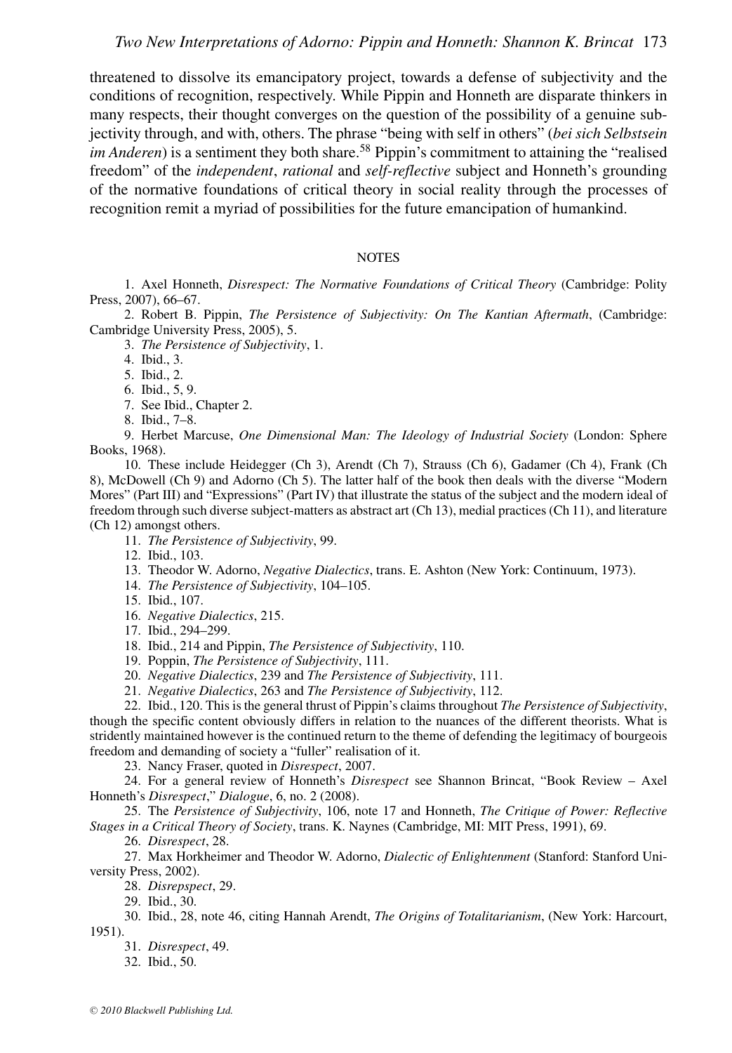threatened to dissolve its emancipatory project, towards a defense of subjectivity and the conditions of recognition, respectively. While Pippin and Honneth are disparate thinkers in many respects, their thought converges on the question of the possibility of a genuine subjectivity through, and with, others. The phrase "being with self in others" (*bei sich Selbstsein im Anderen*) is a sentiment they both share.[58] Pippin's commitment to attaining the "realised freedom" of the *independent*, *rational* and *self-reflective* subject and Honneth's grounding of the normative foundations of critical theory in social reality through the processes of recognition remit a myriad of possibilities for the future emancipation of humankind.

## NOTES

1. Axel Honneth, *Disrespect: The Normative Foundations of Critical Theory* (Cambridge: Polity Press, 2007), 66–67.

2. Robert B. Pippin, *The Persistence of Subjectivity: On The Kantian Aftermath*, (Cambridge: Cambridge University Press, 2005), 5.

3. *The Persistence of Subjectivity*, 1.

4. Ibid., 3.

5. Ibid., 2.

6. Ibid., 5, 9.

7. See Ibid., Chapter 2.

8. Ibid., 7–8.

9. Herbet Marcuse, *One Dimensional Man: The Ideology of Industrial Society* (London: Sphere Books, 1968).

10. These include Heidegger (Ch 3), Arendt (Ch 7), Strauss (Ch 6), Gadamer (Ch 4), Frank (Ch 8), McDowell (Ch 9) and Adorno (Ch 5). The latter half of the book then deals with the diverse "Modern Mores" (Part III) and "Expressions" (Part IV) that illustrate the status of the subject and the modern ideal of freedom through such diverse subject-matters as abstract art (Ch 13), medial practices (Ch 11), and literature (Ch 12) amongst others.

11. *The Persistence of Subjectivity*, 99.

12. Ibid., 103.

13. Theodor W. Adorno, *Negative Dialectics*, trans. E. Ashton (New York: Continuum, 1973).

14. *The Persistence of Subjectivity*, 104–105.

15. Ibid., 107.

16. *Negative Dialectics*, 215.

17. Ibid., 294–299.

18. Ibid., 214 and Pippin, *The Persistence of Subjectivity*, 110.

19. Poppin, *The Persistence of Subjectivity*, 111.

20. *Negative Dialectics*, 239 and *The Persistence of Subjectivity*, 111.

21. *Negative Dialectics*, 263 and *The Persistence of Subjectivity*, 112.

22. Ibid., 120. This is the general thrust of Pippin's claims throughout *The Persistence of Subjectivity*, though the specific content obviously differs in relation to the nuances of the different theorists. What is stridently maintained however is the continued return to the theme of defending the legitimacy of bourgeois freedom and demanding of society a "fuller" realisation of it.

23. Nancy Fraser, quoted in *Disrespect*, 2007.

24. For a general review of Honneth's *Disrespect* see Shannon Brincat, "Book Review – Axel Honneth's *Disrespect*," *Dialogue*, 6, no. 2 (2008).

25. The *Persistence of Subjectivity*, 106, note 17 and Honneth, *The Critique of Power: Reflective Stages in a Critical Theory of Society*, trans. K. Naynes (Cambridge, MI: MIT Press, 1991), 69.

26. *Disrespect*, 28.

27. Max Horkheimer and Theodor W. Adorno, *Dialectic of Enlightenment* (Stanford: Stanford University Press, 2002).

28. *Disrepspect*, 29.

29. Ibid., 30.

30. Ibid., 28, note 46, citing Hannah Arendt, *The Origins of Totalitarianism*, (New York: Harcourt, 1951).

31. *Disrespect*, 49.

32. Ibid., 50.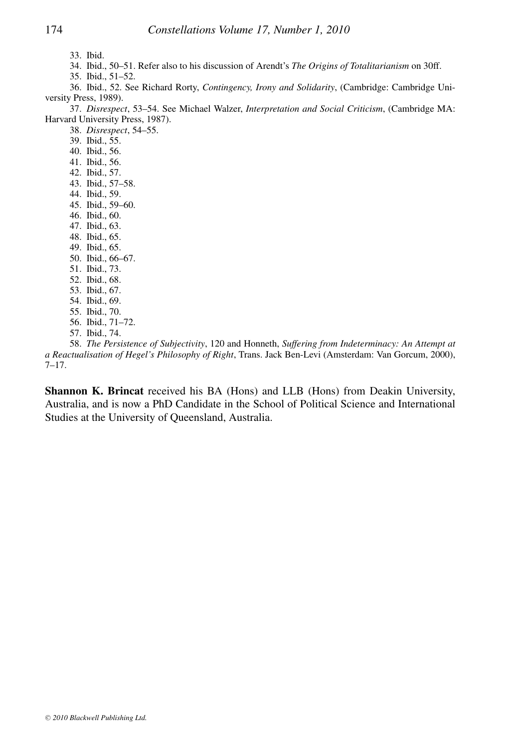33. Ibid.

34. Ibid., 50–51. Refer also to his discussion of Arendt's *The Origins of Totalitarianism* on 30ff.

35. Ibid., 51–52.

36. Ibid., 52. See Richard Rorty, *Contingency, Irony and Solidarity*, (Cambridge: Cambridge University Press, 1989).

37. *Disrespect*, 53–54. See Michael Walzer, *Interpretation and Social Criticism*, (Cambridge MA: Harvard University Press, 1987).

38. *Disrespect*, 54–55.

39. Ibid., 55.

40. Ibid., 56.

41. Ibid., 56.

42. Ibid., 57.

43. Ibid., 57–58.

44. Ibid., 59.

45. Ibid., 59–60.

46. Ibid., 60.

47. Ibid., 63.

48. Ibid., 65.

49. Ibid., 65.

50. Ibid., 66–67.

51. Ibid., 73.

52. Ibid., 68.

53. Ibid., 67.

54. Ibid., 69.

55. Ibid., 70.

56. Ibid., 71–72.

57. Ibid., 74.

58. *The Persistence of Subjectivity*, 120 and Honneth, *Suffering from Indeterminacy: An Attempt at a Reactualisation of Hegel's Philosophy of Right*, Trans. Jack Ben-Levi (Amsterdam: Van Gorcum, 2000), 7–17.

**Shannon K. Brincat** received his BA (Hons) and LLB (Hons) from Deakin University, Australia, and is now a PhD Candidate in the School of Political Science and International Studies at the University of Queensland, Australia.